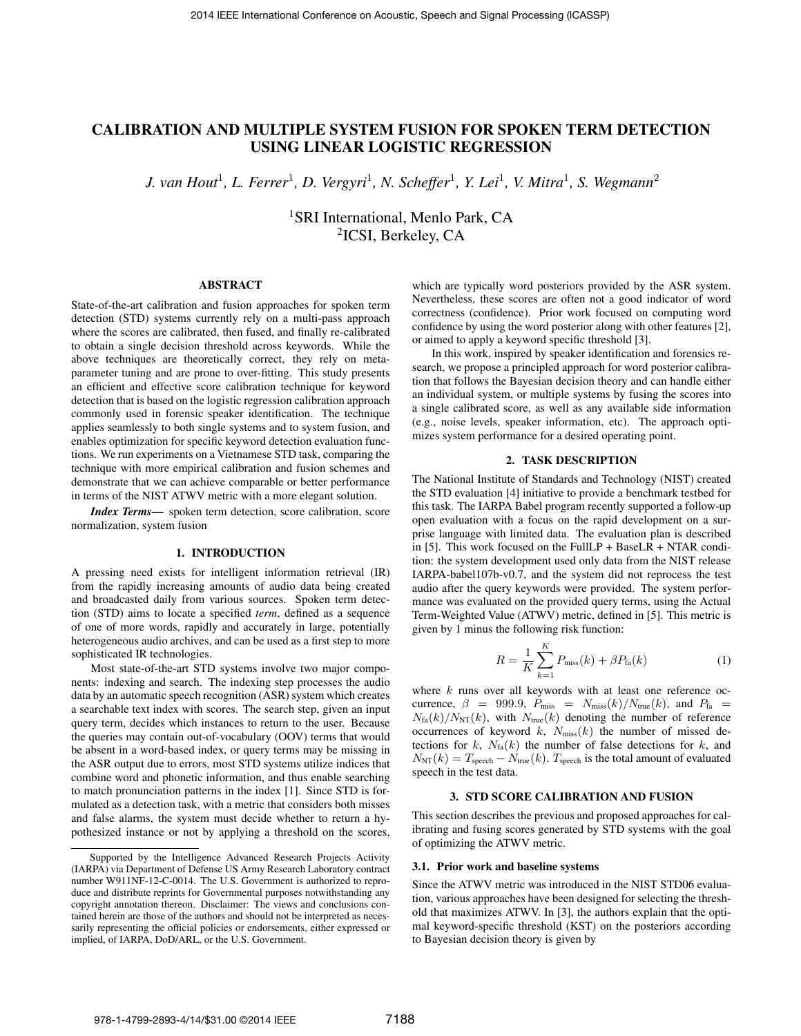# CALIBRATION AND MULTIPLE SYSTEM FUSION FOR SPOKEN TERM DETECTION USING LINEAR LOGISTIC REGRESSION

*J. van Hout[1], L. Ferrer[1], D. Vergyri[1], N. Scheffer[1], Y. Lei[1], V. Mitra[1], S. Wegmann[2]*

[1]SRI International, Menlo Park, CA
[2]ICSI, Berkeley, CA

## ABSTRACT

State-of-the-art calibration and fusion approaches for spoken term detection (STD) systems currently rely on a multi-pass approach where the scores are calibrated, then fused, and finally re-calibrated to obtain a single decision threshold across keywords. While the above techniques are theoretically correct, they rely on meta-parameter tuning and are prone to over-fitting. This study presents an efficient and effective score calibration technique for keyword detection that is based on the logistic regression calibration approach commonly used in forensic speaker identification. The technique applies seamlessly to both single systems and to system fusion, and enables optimization for specific keyword detection evaluation functions. We run experiments on a Vietnamese STD task, comparing the technique with more empirical calibration and fusion schemes and demonstrate that we can achieve comparable or better performance in terms of the NIST ATWV metric with a more elegant solution.

***Index Terms*—** spoken term detection, score calibration, score normalization, system fusion

## 1. INTRODUCTION

A pressing need exists for intelligent information retrieval (IR) from the rapidly increasing amounts of audio data being created and broadcasted daily from various sources. Spoken term detection (STD) aims to locate a specified *term*, defined as a sequence of one of more words, rapidly and accurately in large, potentially heterogeneous audio archives, and can be used as a first step to more sophisticated IR technologies.

Most state-of-the-art STD systems involve two major components: indexing and search. The indexing step processes the audio data by an automatic speech recognition (ASR) system which creates a searchable text index with scores. The search step, given an input query term, decides which instances to return to the user. Because the queries may contain out-of-vocabulary (OOV) terms that would be absent in a word-based index, or query terms may be missing in the ASR output due to errors, most STD systems utilize indices that combine word and phonetic information, and thus enable searching to match pronunciation patterns in the index [1]. Since STD is formulated as a detection task, with a metric that considers both misses and false alarms, the system must decide whether to return a hypothesized instance or not by applying a threshold on the scores, which are typically word posteriors provided by the ASR system. Nevertheless, these scores are often not a good indicator of word correctness (confidence). Prior work focused on computing word confidence by using the word posterior along with other features [2], or aimed to apply a keyword specific threshold [3].

In this work, inspired by speaker identification and forensics research, we propose a principled approach for word posterior calibration that follows the Bayesian decision theory and can handle either an individual system, or multiple systems by fusing the scores into a single calibrated score, as well as any available side information (e.g., noise levels, speaker information, etc). The approach optimizes system performance for a desired operating point.

Supported by the Intelligence Advanced Research Projects Activity (IARPA) via Department of Defense US Army Research Laboratory contract number W911NF-12-C-0014. The U.S. Government is authorized to reproduce and distribute reprints for Governmental purposes notwithstanding any copyright annotation thereon. Disclaimer: The views and conclusions contained herein are those of the authors and should not be interpreted as necessarily representing the official policies or endorsements, either expressed or implied, of IARPA, DoD/ARL, or the U.S. Government.

## 2. TASK DESCRIPTION

The National Institute of Standards and Technology (NIST) created the STD evaluation [4] initiative to provide a benchmark testbed for this task. The IARPA Babel program recently supported a follow-up open evaluation with a focus on the rapid development on a surprise language with limited data. The evaluation plan is described in [5]. This work focused on the FullLP + BaseLR + NTAR condition: the system development used only data from the NIST release IARPA-babel107b-v0.7, and the system did not reprocess the test audio after the query keywords were provided. The system performance was evaluated on the provided query terms, using the Actual Term-Weighted Value (ATWV) metric, defined in [5]. This metric is given by 1 minus the following risk function:

$$R = \frac{1}{K}\sum_{k=1}^{K} P_{\text{miss}}(k) + \beta P_{\text{fa}}(k) \tag{1}$$

where $k$ runs over all keywords with at least one reference occurrence, $\beta = 999.9$, $P_{\text{miss}} = N_{\text{miss}}(k)/N_{\text{true}}(k)$, and $P_{\text{fa}} = N_{\text{fa}}(k)/N_{\text{NT}}(k)$, with $N_{\text{true}}(k)$ denoting the number of reference occurrences of keyword $k$, $N_{\text{miss}}(k)$ the number of missed detections for $k$, $N_{\text{fa}}(k)$ the number of false detections for $k$, and $N_{\text{NT}}(k) = T_{\text{speech}} - N_{\text{true}}(k)$. $T_{\text{speech}}$ is the total amount of evaluated speech in the test data.

## 3. STD SCORE CALIBRATION AND FUSION

This section describes the previous and proposed approaches for calibrating and fusing scores generated by STD systems with the goal of optimizing the ATWV metric.

### 3.1. Prior work and baseline systems

Since the ATWV metric was introduced in the NIST STD06 evaluation, various approaches have been designed for selecting the threshold that maximizes ATWV. In [3], the authors explain that the optimal keyword-specific threshold (KST) on the posteriors according to Bayesian decision theory is given by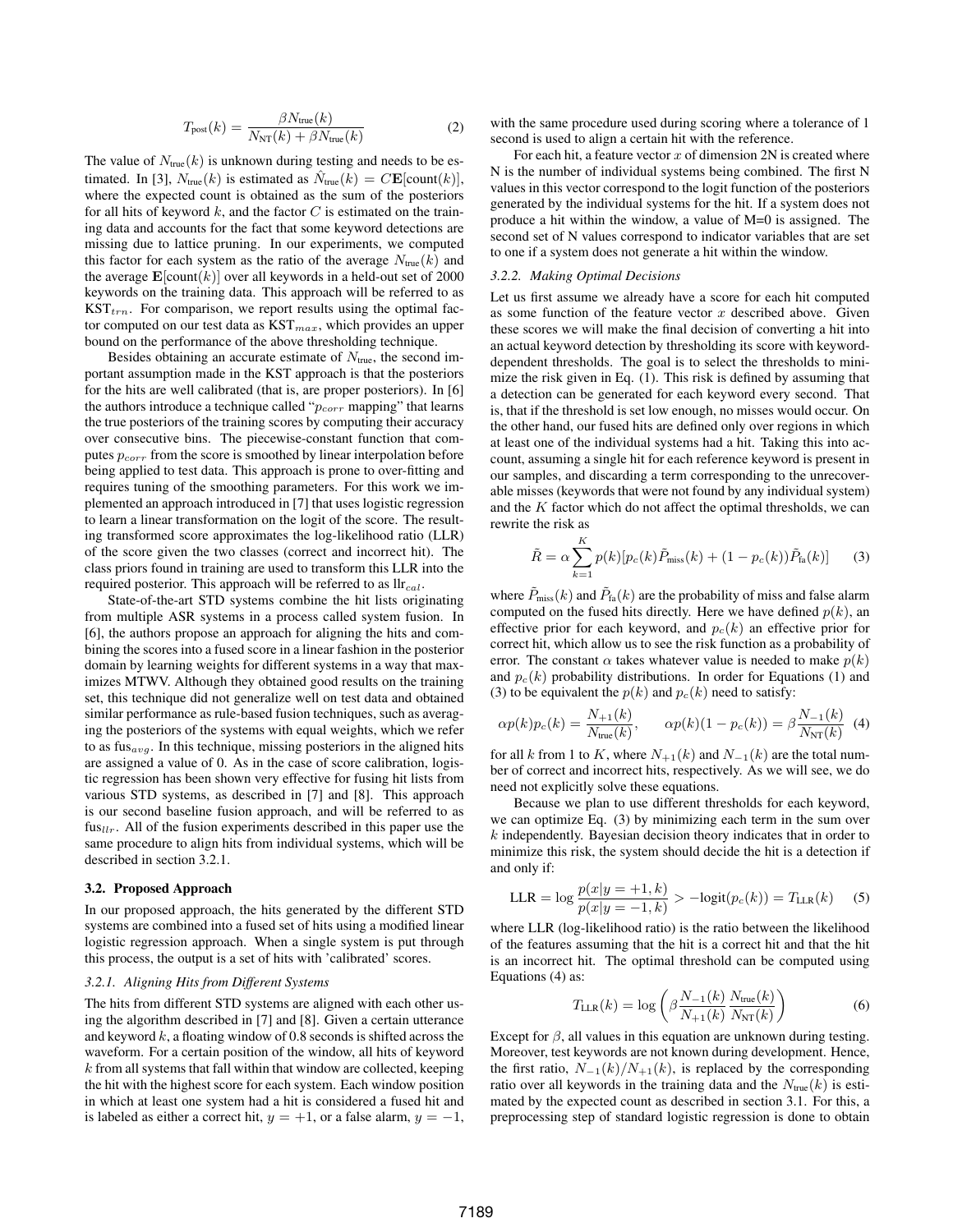$$T_{\text{post}}(k) = \frac{\beta N_{\text{true}}(k)}{N_{\text{NT}}(k) + \beta N_{\text{true}}(k)} \quad (2)$$

The value of $N_{\text{true}}(k)$ is unknown during testing and needs to be estimated. In [3], $N_{\text{true}}(k)$ is estimated as $\hat{N}_{\text{true}}(k) = C\mathbf{E}[\text{count}(k)]$, where the expected count is obtained as the sum of the posteriors for all hits of keyword $k$, and the factor $C$ is estimated on the training data and accounts for the fact that some keyword detections are missing due to lattice pruning. In our experiments, we computed this factor for each system as the ratio of the average $N_{\text{true}}(k)$ and the average $\mathbf{E}[\text{count}(k)]$ over all keywords in a held-out set of 2000 keywords on the training data. This approach will be referred to as $\text{KST}_{trn}$. For comparison, we report results using the optimal factor computed on our test data as $\text{KST}_{max}$, which provides an upper bound on the performance of the above thresholding technique.

Besides obtaining an accurate estimate of $N_{\text{true}}$, the second important assumption made in the KST approach is that the posteriors for the hits are well calibrated (that is, are proper posteriors). In [6] the authors introduce a technique called "$p_{corr}$ mapping" that learns the true posteriors of the training scores by computing their accuracy over consecutive bins. The piecewise-constant function that computes $p_{corr}$ from the score is smoothed by linear interpolation before being applied to test data. This approach is prone to over-fitting and requires tuning of the smoothing parameters. For this work we implemented an approach introduced in [7] that uses logistic regression to learn a linear transformation on the logit of the score. The resulting transformed score approximates the log-likelihood ratio (LLR) of the score given the two classes (correct and incorrect hit). The class priors found in training are used to transform this LLR into the required posterior. This approach will be referred to as $\text{llr}_{cal}$.

State-of-the-art STD systems combine the hit lists originating from multiple ASR systems in a process called system fusion. In [6], the authors propose an approach for aligning the hits and combining the scores into a fused score in a linear fashion in the posterior domain by learning weights for different systems in a way that maximizes MTWV. Although they obtained good results on the training set, this technique did not generalize well on test data and obtained similar performance as rule-based fusion techniques, such as averaging the posteriors of the systems with equal weights, which we refer to as $\text{fus}_{avg}$. In this technique, missing posteriors in the aligned hits are assigned a value of 0. As in the case of score calibration, logistic regression has been shown very effective for fusing hit lists from various STD systems, as described in [7] and [8]. This approach is our second baseline fusion approach, and will be referred to as $\text{fus}_{llr}$. All of the fusion experiments described in this paper use the same procedure to align hits from individual systems, which will be described in section 3.2.1.

### 3.2. Proposed Approach

In our proposed approach, the hits generated by the different STD systems are combined into a fused set of hits using a modified linear logistic regression approach. When a single system is put through this process, the output is a set of hits with 'calibrated' scores.

#### 3.2.1. Aligning Hits from Different Systems

The hits from different STD systems are aligned with each other using the algorithm described in [7] and [8]. Given a certain utterance and keyword $k$, a floating window of 0.8 seconds is shifted across the waveform. For a certain position of the window, all hits of keyword $k$ from all systems that fall within that window are collected, keeping the hit with the highest score for each system. Each window position in which at least one system had a hit is considered a fused hit and is labeled as either a correct hit, $y = +1$, or a false alarm, $y = -1$, with the same procedure used during scoring where a tolerance of 1 second is used to align a certain hit with the reference.

For each hit, a feature vector $x$ of dimension 2N is created where N is the number of individual systems being combined. The first N values in this vector correspond to the logit function of the posteriors generated by the individual systems for the hit. If a system does not produce a hit within the window, a value of M=0 is assigned. The second set of N values correspond to indicator variables that are set to one if a system does not generate a hit within the window.

#### 3.2.2. Making Optimal Decisions

Let us first assume we already have a score for each hit computed as some function of the feature vector $x$ described above. Given these scores we will make the final decision of converting a hit into an actual keyword detection by thresholding its score with keyword-dependent thresholds. The goal is to select the thresholds to minimize the risk given in Eq. (1). This risk is defined by assuming that a detection can be generated for each keyword every second. That is, that if the threshold is set low enough, no misses would occur. On the other hand, our fused hits are defined only over regions in which at least one of the individual systems had a hit. Taking this into account, assuming a single hit for each reference keyword is present in our samples, and discarding a term corresponding to the unrecoverable misses (keywords that were not found by any individual system) and the $K$ factor which do not affect the optimal thresholds, we can rewrite the risk as

$$\tilde{R} = \alpha \sum_{k=1}^{K} p(k)[p_c(k)\tilde{P}_{\text{miss}}(k) + (1 - p_c(k))\tilde{P}_{\text{fa}}(k)] \quad (3)$$

where $\tilde{P}_{\text{miss}}(k)$ and $\tilde{P}_{\text{fa}}(k)$ are the probability of miss and false alarm computed on the fused hits directly. Here we have defined $p(k)$, an effective prior for each keyword, and $p_c(k)$ an effective prior for correct hit, which allow us to see the risk function as a probability of error. The constant $\alpha$ takes whatever value is needed to make $p(k)$ and $p_c(k)$ probability distributions. In order for Equations (1) and (3) to be equivalent the $p(k)$ and $p_c(k)$ need to satisfy:

$$\alpha p(k)p_c(k) = \frac{N_{+1}(k)}{N_{\text{true}}(k)}, \qquad \alpha p(k)(1 - p_c(k)) = \beta\frac{N_{-1}(k)}{N_{\text{NT}}(k)} \quad (4)$$

for all $k$ from 1 to $K$, where $N_{+1}(k)$ and $N_{-1}(k)$ are the total number of correct and incorrect hits, respectively. As we will see, we do need not explicitly solve these equations.

Because we plan to use different thresholds for each keyword, we can optimize Eq. (3) by minimizing each term in the sum over $k$ independently. Bayesian decision theory indicates that in order to minimize this risk, the system should decide the hit is a detection if and only if:

$$\text{LLR} = \log\frac{p(x|y = +1, k)}{p(x|y = -1, k)} > -\text{logit}(p_c(k)) = T_{\text{LLR}}(k) \quad (5)$$

where LLR (log-likelihood ratio) is the ratio between the likelihood of the features assuming that the hit is a correct hit and that the hit is an incorrect hit. The optimal threshold can be computed using Equations (4) as:

$$T_{\text{LLR}}(k) = \log\left(\beta\frac{N_{-1}(k)}{N_{+1}(k)}\frac{N_{\text{true}}(k)}{N_{\text{NT}}(k)}\right) \quad (6)$$

Except for $\beta$, all values in this equation are unknown during testing. Moreover, test keywords are not known during development. Hence, the first ratio, $N_{-1}(k)/N_{+1}(k)$, is replaced by the corresponding ratio over all keywords in the training data and the $N_{\text{true}}(k)$ is estimated by the expected count as described in section 3.1. For this, a preprocessing step of standard logistic regression is done to obtain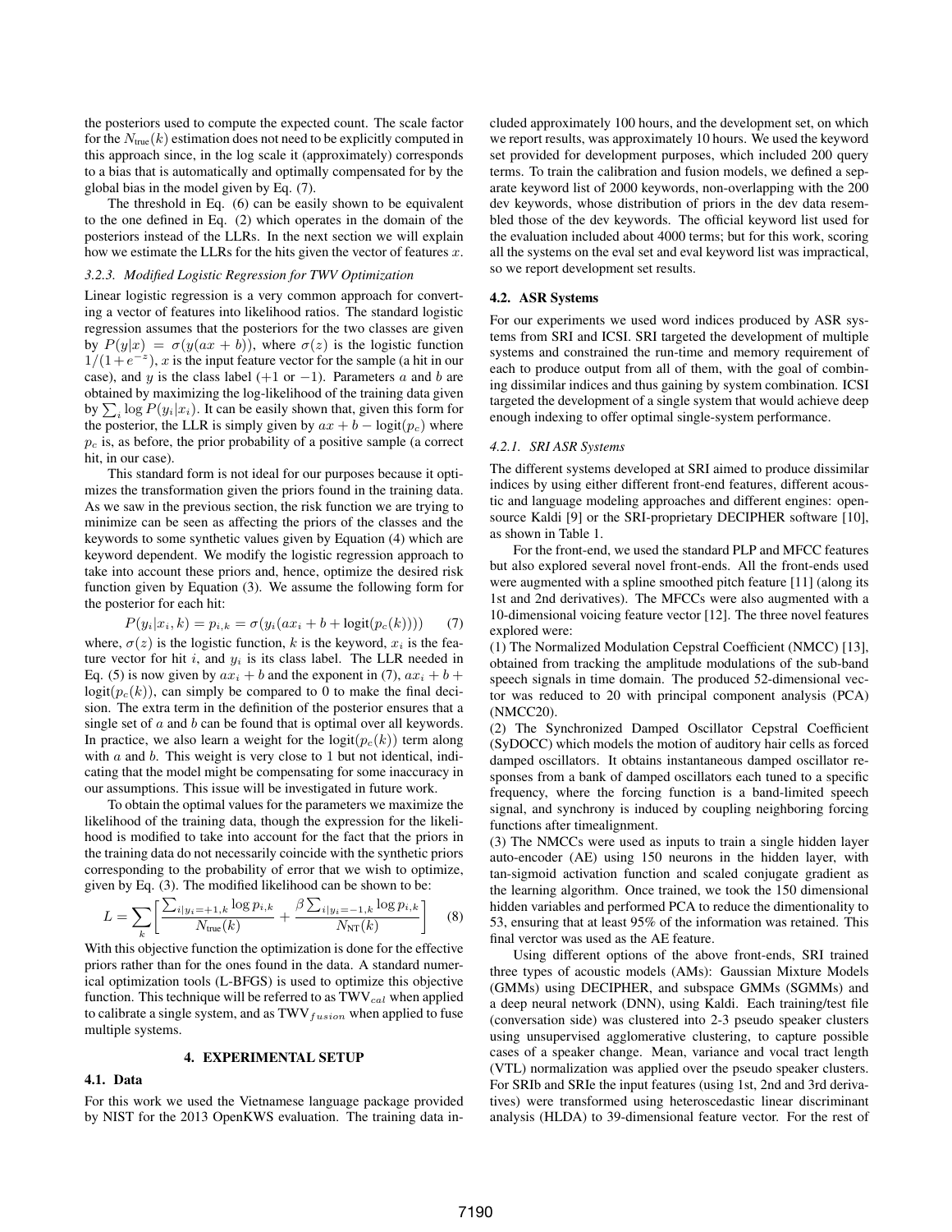the posteriors used to compute the expected count. The scale factor for the $N_{\text{true}}(k)$ estimation does not need to be explicitly computed in this approach since, in the log scale it (approximately) corresponds to a bias that is automatically and optimally compensated for by the global bias in the model given by Eq. (7).

The threshold in Eq. (6) can be easily shown to be equivalent to the one defined in Eq. (2) which operates in the domain of the posteriors instead of the LLRs. In the next section we will explain how we estimate the LLRs for the hits given the vector of features $x$.

### 3.2.3. Modified Logistic Regression for TWV Optimization

Linear logistic regression is a very common approach for converting a vector of features into likelihood ratios. The standard logistic regression assumes that the posteriors for the two classes are given by $P(y|x) = \sigma(y(ax + b))$, where $\sigma(z)$ is the logistic function $1/(1+e^{-z})$, $x$ is the input feature vector for the sample (a hit in our case), and $y$ is the class label (+1 or −1). Parameters $a$ and $b$ are obtained by maximizing the log-likelihood of the training data given by $\sum_i \log P(y_i|x_i)$. It can be easily shown that, given this form for the posterior, the LLR is simply given by $ax + b - \text{logit}(p_c)$ where $p_c$ is, as before, the prior probability of a positive sample (a correct hit, in our case).

This standard form is not ideal for our purposes because it optimizes the transformation given the priors found in the training data. As we saw in the previous section, the risk function we are trying to minimize can be seen as affecting the priors of the classes and the keywords to some synthetic values given by Equation (4) which are keyword dependent. We modify the logistic regression approach to take into account these priors and, hence, optimize the desired risk function given by Equation (3). We assume the following form for the posterior for each hit:

$$P(y_i|x_i, k) = p_{i,k} = \sigma(y_i(ax_i + b + \text{logit}(p_c(k)))) \quad (7)$$

where, $\sigma(z)$ is the logistic function, $k$ is the keyword, $x_i$ is the feature vector for hit $i$, and $y_i$ is its class label. The LLR needed in Eq. (5) is now given by $ax_i + b$ and the exponent in (7), $ax_i + b + \text{logit}(p_c(k))$, can simply be compared to 0 to make the final decision. The extra term in the definition of the posterior ensures that a single set of $a$ and $b$ can be found that is optimal over all keywords. In practice, we also learn a weight for the $\text{logit}(p_c(k))$ term along with $a$ and $b$. This weight is very close to 1 but not identical, indicating that the model might be compensating for some inaccuracy in our assumptions. This issue will be investigated in future work.

To obtain the optimal values for the parameters we maximize the likelihood of the training data, though the expression for the likelihood is modified to take into account for the fact that the priors in the training data do not necessarily coincide with the synthetic priors corresponding to the probability of error that we wish to optimize, given by Eq. (3). The modified likelihood can be shown to be:

$$L = \sum_k \left[ \frac{\sum_{i|y_i=+1,k} \log p_{i,k}}{N_{\text{true}}(k)} + \frac{\beta \sum_{i|y_i=-1,k} \log p_{i,k}}{N_{\text{NT}}(k)} \right] \quad (8)$$

With this objective function the optimization is done for the effective priors rather than for the ones found in the data. A standard numerical optimization tools (L-BFGS) is used to optimize this objective function. This technique will be referred to as TWV$_{cal}$ when applied to calibrate a single system, and as TWV$_{fusion}$ when applied to fuse multiple systems.

## 4. EXPERIMENTAL SETUP

### 4.1. Data

For this work we used the Vietnamese language package provided by NIST for the 2013 OpenKWS evaluation. The training data included approximately 100 hours, and the development set, on which we report results, was approximately 10 hours. We used the keyword set provided for development purposes, which included 200 query terms. To train the calibration and fusion models, we defined a separate keyword list of 2000 keywords, non-overlapping with the 200 dev keywords, whose distribution of priors in the dev data resembled those of the dev keywords. The official keyword list used for the evaluation included about 4000 terms; but for this work, scoring all the systems on the eval set and eval keyword list was impractical, so we report development set results.

### 4.2. ASR Systems

For our experiments we used word indices produced by ASR systems from SRI and ICSI. SRI targeted the development of multiple systems and constrained the run-time and memory requirement of each to produce output from all of them, with the goal of combining dissimilar indices and thus gaining by system combination. ICSI targeted the development of a single system that would achieve deep enough indexing to offer optimal single-system performance.

#### 4.2.1. SRI ASR Systems

The different systems developed at SRI aimed to produce dissimilar indices by using either different front-end features, different acoustic and language modeling approaches and different engines: open-source Kaldi [9] or the SRI-proprietary DECIPHER software [10], as shown in Table 1.

For the front-end, we used the standard PLP and MFCC features but also explored several novel front-ends. All the front-ends used were augmented with a spline smoothed pitch feature [11] (along its 1st and 2nd derivatives). The MFCCs were also augmented with a 10-dimensional voicing feature vector [12]. The three novel features explored were:

(1) The Normalized Modulation Cepstral Coefficient (NMCC) [13], obtained from tracking the amplitude modulations of the sub-band speech signals in time domain. The produced 52-dimensional vector was reduced to 20 with principal component analysis (PCA) (NMCC20).

(2) The Synchronized Damped Oscillator Cepstral Coefficient (SyDOCC) which models the motion of auditory hair cells as forced damped oscillators. It obtains instantaneous damped oscillator responses from a bank of damped oscillators each tuned to a specific frequency, where the forcing function is a band-limited speech signal, and synchrony is induced by coupling neighboring forcing functions after timealignment.

(3) The NMCCs were used as inputs to train a single hidden layer auto-encoder (AE) using 150 neurons in the hidden layer, with tan-sigmoid activation function and scaled conjugate gradient as the learning algorithm. Once trained, we took the 150 dimensional hidden variables and performed PCA to reduce the dimentionality to 53, ensuring that at least 95% of the information was retained. This final verctor was used as the AE feature.

Using different options of the above front-ends, SRI trained three types of acoustic models (AMs): Gaussian Mixture Models (GMMs) using DECIPHER, and subspace GMMs (SGMMs) and a deep neural network (DNN), using Kaldi. Each training/test file (conversation side) was clustered into 2-3 pseudo speaker clusters using unsupervised agglomerative clustering, to capture possible cases of a speaker change. Mean, variance and vocal tract length (VTL) normalization was applied over the pseudo speaker clusters. For SRIb and SRIe the input features (using 1st, 2nd and 3rd derivatives) were transformed using heteroscedastic linear discriminant analysis (HLDA) to 39-dimensional feature vector. For the rest of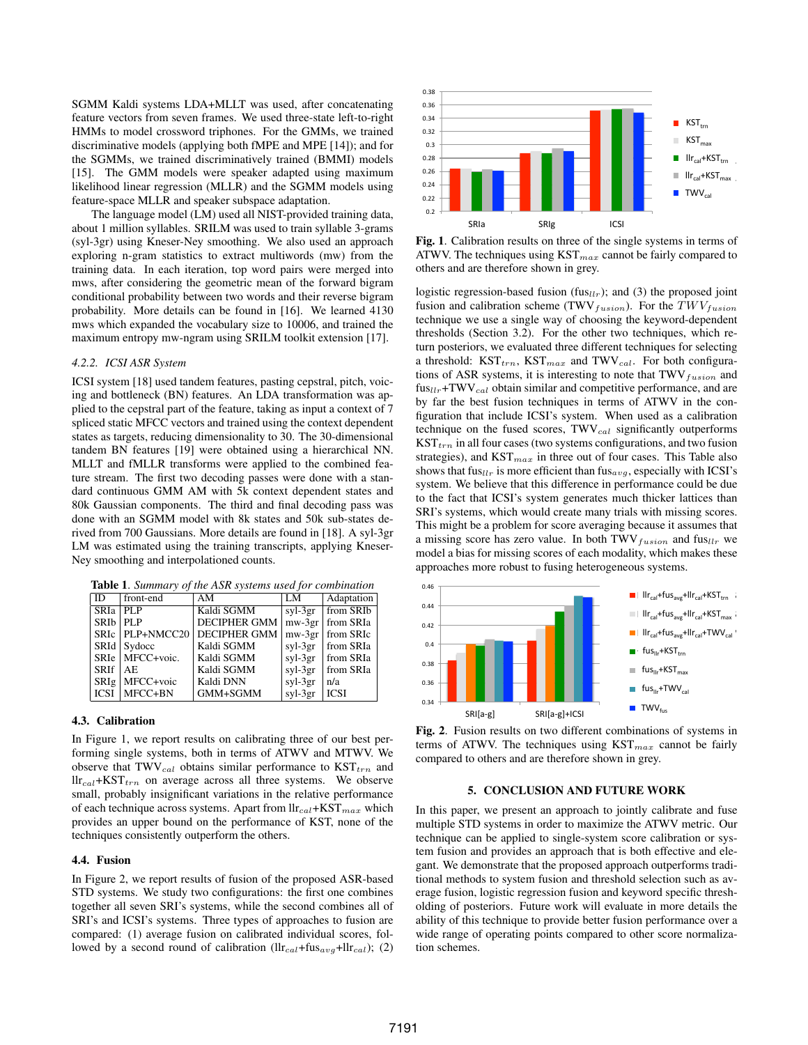SGMM Kaldi systems LDA+MLLT was used, after concatenating feature vectors from seven frames. We used three-state left-to-right HMMs to model crossword triphones. For the GMMs, we trained discriminative models (applying both fMPE and MPE [14]); and for the SGMMs, we trained discriminatively trained (BMMI) models [15]. The GMM models were speaker adapted using maximum likelihood linear regression (MLLR) and the SGMM models using feature-space MLLR and speaker subspace adaptation.

The language model (LM) used all NIST-provided training data, about 1 million syllables. SRILM was used to train syllable 3-grams (syl-3gr) using Kneser-Ney smoothing. We also used an approach exploring n-gram statistics to extract multiwords (mw) from the training data. In each iteration, top word pairs were merged into mws, after considering the geometric mean of the forward bigram conditional probability between two words and their reverse bigram probability. More details can be found in [16]. We learned 4130 mws which expanded the vocabulary size to 10006, and trained the maximum entropy mw-ngram using SRILM toolkit extension [17].

#### 4.2.2. ICSI ASR System

ICSI system [18] used tandem features, pasting cepstral, pitch, voicing and bottleneck (BN) features. An LDA transformation was applied to the cepstral part of the feature, taking as input a context of 7 spliced static MFCC vectors and trained using the context dependent states as targets, reducing dimensionality to 30. The 30-dimensional tandem BN features [19] were obtained using a hierarchical NN. MLLT and fMLLR transforms were applied to the combined feature stream. The first two decoding passes were done with a standard continuous GMM AM with 5k context dependent states and 80k Gaussian components. The third and final decoding pass was done with an SGMM model with 8k states and 50k sub-states derived from 700 Gaussians. More details are found in [18]. A syl-3gr LM was estimated using the training transcripts, applying Kneser-Ney smoothing and interpolated counts.

**Table 1**. *Summary of the ASR systems used for combination*

| ID | front-end | AM | LM | Adaptation |
|---|---|---|---|---|
| SRIa | PLP | Kaldi SGMM | syl-3gr | from SRIb |
| SRIb | PLP | DECIPHER GMM | mw-3gr | from SRIa |
| SRIc | PLP+NMCC20 | DECIPHER GMM | mw-3gr | from SRIc |
| SRId | Sydocc | Kaldi SGMM | syl-3gr | from SRIa |
| SRIe | MFCC+voic. | Kaldi SGMM | syl-3gr | from SRIa |
| SRIf | AE | Kaldi SGMM | syl-3gr | from SRIa |
| SRIg | MFCC+voic | Kaldi DNN | syl-3gr | n/a |
| ICSI | MFCC+BN | GMM+SGMM | syl-3gr | ICSI |

### 4.3. Calibration

In Figure 1, we report results on calibrating three of our best performing single systems, both in terms of ATWV and MTWV. We observe that $TWV_{cal}$ obtains similar performance to $KST_{trn}$ and $llr_{cal}$+$KST_{trn}$ on average across all three systems. We observe small, probably insignificant variations in the relative performance of each technique across systems. Apart from $llr_{cal}$+$KST_{max}$ which provides an upper bound on the performance of KST, none of the techniques consistently outperform the others.

### 4.4. Fusion

In Figure 2, we report results of fusion of the proposed ASR-based STD systems. We study two configurations: the first one combines together all seven SRI's systems, while the second combines all of SRI's and ICSI's systems. Three types of approaches to fusion are compared: (1) average fusion on calibrated individual scores, followed by a second round of calibration ($llr_{cal}$+$fus_{avg}$+$llr_{cal}$); (2)

**Fig. 1**. Calibration results on three of the single systems in terms of ATWV. The techniques using $KST_{max}$ cannot be fairly compared to others and are therefore shown in grey.

logistic regression-based fusion ($fus_{llr}$); and (3) the proposed joint fusion and calibration scheme ($TWV_{fusion}$). For the $TWV_{fusion}$ technique we use a single way of choosing the keyword-dependent thresholds (Section 3.2). For the other two techniques, which return posteriors, we evaluated three different techniques for selecting a threshold: $KST_{trn}$, $KST_{max}$ and $TWV_{cal}$. For both configurations of ASR systems, it is interesting to note that $TWV_{fusion}$ and $fus_{llr}$+$TWV_{cal}$ obtain similar and competitive performance, and are by far the best fusion techniques in terms of ATWV in the configuration that include ICSI's system. When used as a calibration technique on the fused scores, $TWV_{cal}$ significantly outperforms $KST_{trn}$ in all four cases (two systems configurations, and two fusion strategies), and $KST_{max}$ in three out of four cases. This Table also shows that $fus_{llr}$ is more efficient than $fus_{avg}$, especially with ICSI's system. We believe that this difference in performance could be due to the fact that ICSI's system generates much thicker lattices than SRI's systems, which would create many trials with missing scores. This might be a problem for score averaging because it assumes that a missing score has zero value. In both $TWV_{fusion}$ and $fus_{llr}$ we model a bias for missing scores of each modality, which makes these approaches more robust to fusing heterogeneous systems.

**Fig. 2**. Fusion results on two different combinations of systems in terms of ATWV. The techniques using $KST_{max}$ cannot be fairly compared to others and are therefore shown in grey.

## 5. CONCLUSION AND FUTURE WORK

In this paper, we present an approach to jointly calibrate and fuse multiple STD systems in order to maximize the ATWV metric. Our technique can be applied to single-system score calibration or system fusion and provides an approach that is both effective and elegant. We demonstrate that the proposed approach outperforms traditional methods to system fusion and threshold selection such as average fusion, logistic regression fusion and keyword specific thresholding of posteriors. Future work will evaluate in more details the ability of this technique to provide better fusion performance over a wide range of operating points compared to other score normalization schemes.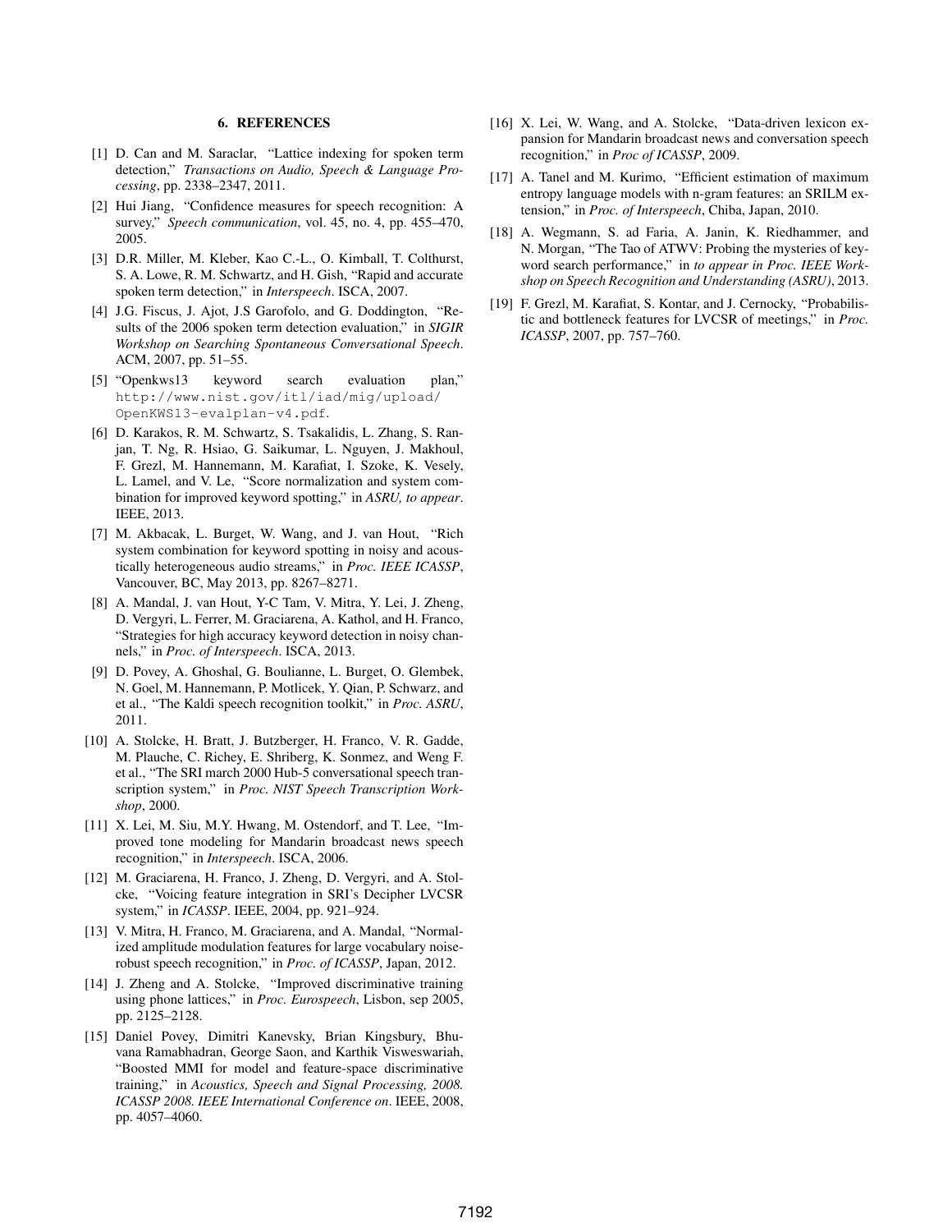## 6. REFERENCES

[1] D. Can and M. Saraclar, "Lattice indexing for spoken term detection," *Transactions on Audio, Speech & Language Processing*, pp. 2338–2347, 2011.

[2] Hui Jiang, "Confidence measures for speech recognition: A survey," *Speech communication*, vol. 45, no. 4, pp. 455–470, 2005.

[3] D.R. Miller, M. Kleber, Kao C.-L., O. Kimball, T. Colthurst, S. A. Lowe, R. M. Schwartz, and H. Gish, "Rapid and accurate spoken term detection," in *Interspeech*. ISCA, 2007.

[4] J.G. Fiscus, J. Ajot, J.S Garofolo, and G. Doddington, "Results of the 2006 spoken term detection evaluation," in *SIGIR Workshop on Searching Spontaneous Conversational Speech*. ACM, 2007, pp. 51–55.

[5] "Openkws13 keyword search evaluation plan," `http://www.nist.gov/itl/iad/mig/upload/OpenKWS13-evalplan-v4.pdf`.

[6] D. Karakos, R. M. Schwartz, S. Tsakalidis, L. Zhang, S. Ranjan, T. Ng, R. Hsiao, G. Saikumar, L. Nguyen, J. Makhoul, F. Grezl, M. Hannemann, M. Karafiat, I. Szoke, K. Vesely, L. Lamel, and V. Le, "Score normalization and system combination for improved keyword spotting," in *ASRU, to appear*. IEEE, 2013.

[7] M. Akbacak, L. Burget, W. Wang, and J. van Hout, "Rich system combination for keyword spotting in noisy and acoustically heterogeneous audio streams," in *Proc. IEEE ICASSP*, Vancouver, BC, May 2013, pp. 8267–8271.

[8] A. Mandal, J. van Hout, Y-C Tam, V. Mitra, Y. Lei, J. Zheng, D. Vergyri, L. Ferrer, M. Graciarena, A. Kathol, and H. Franco, "Strategies for high accuracy keyword detection in noisy channels," in *Proc. of Interspeech*. ISCA, 2013.

[9] D. Povey, A. Ghoshal, G. Boulianne, L. Burget, O. Glembek, N. Goel, M. Hannemann, P. Motlicek, Y. Qian, P. Schwarz, and et al., "The Kaldi speech recognition toolkit," in *Proc. ASRU*, 2011.

[10] A. Stolcke, H. Bratt, J. Butzberger, H. Franco, V. R. Gadde, M. Plauche, C. Richey, E. Shriberg, K. Sonmez, and Weng F. et al., "The SRI march 2000 Hub-5 conversational speech transcription system," in *Proc. NIST Speech Transcription Workshop*, 2000.

[11] X. Lei, M. Siu, M.Y. Hwang, M. Ostendorf, and T. Lee, "Improved tone modeling for Mandarin broadcast news speech recognition," in *Interspeech*. ISCA, 2006.

[12] M. Graciarena, H. Franco, J. Zheng, D. Vergyri, and A. Stolcke, "Voicing feature integration in SRI's Decipher LVCSR system," in *ICASSP*. IEEE, 2004, pp. 921–924.

[13] V. Mitra, H. Franco, M. Graciarena, and A. Mandal, "Normalized amplitude modulation features for large vocabulary noise-robust speech recognition," in *Proc. of ICASSP*, Japan, 2012.

[14] J. Zheng and A. Stolcke, "Improved discriminative training using phone lattices," in *Proc. Eurospeech*, Lisbon, sep 2005, pp. 2125–2128.

[15] Daniel Povey, Dimitri Kanevsky, Brian Kingsbury, Bhuvana Ramabhadran, George Saon, and Karthik Visweswariah, "Boosted MMI for model and feature-space discriminative training," in *Acoustics, Speech and Signal Processing, 2008. ICASSP 2008. IEEE International Conference on*. IEEE, 2008, pp. 4057–4060.

[16] X. Lei, W. Wang, and A. Stolcke, "Data-driven lexicon expansion for Mandarin broadcast news and conversation speech recognition," in *Proc of ICASSP*, 2009.

[17] A. Tanel and M. Kurimo, "Efficient estimation of maximum entropy language models with n-gram features: an SRILM extension," in *Proc. of Interspeech*, Chiba, Japan, 2010.

[18] A. Wegmann, S. ad Faria, A. Janin, K. Riedhammer, and N. Morgan, "The Tao of ATWV: Probing the mysteries of keyword search performance," in *to appear in Proc. IEEE Workshop on Speech Recognition and Understanding (ASRU)*, 2013.

[19] F. Grezl, M. Karafiat, S. Kontar, and J. Cernocky, "Probabilistic and bottleneck features for LVCSR of meetings," in *Proc. ICASSP*, 2007, pp. 757–760.